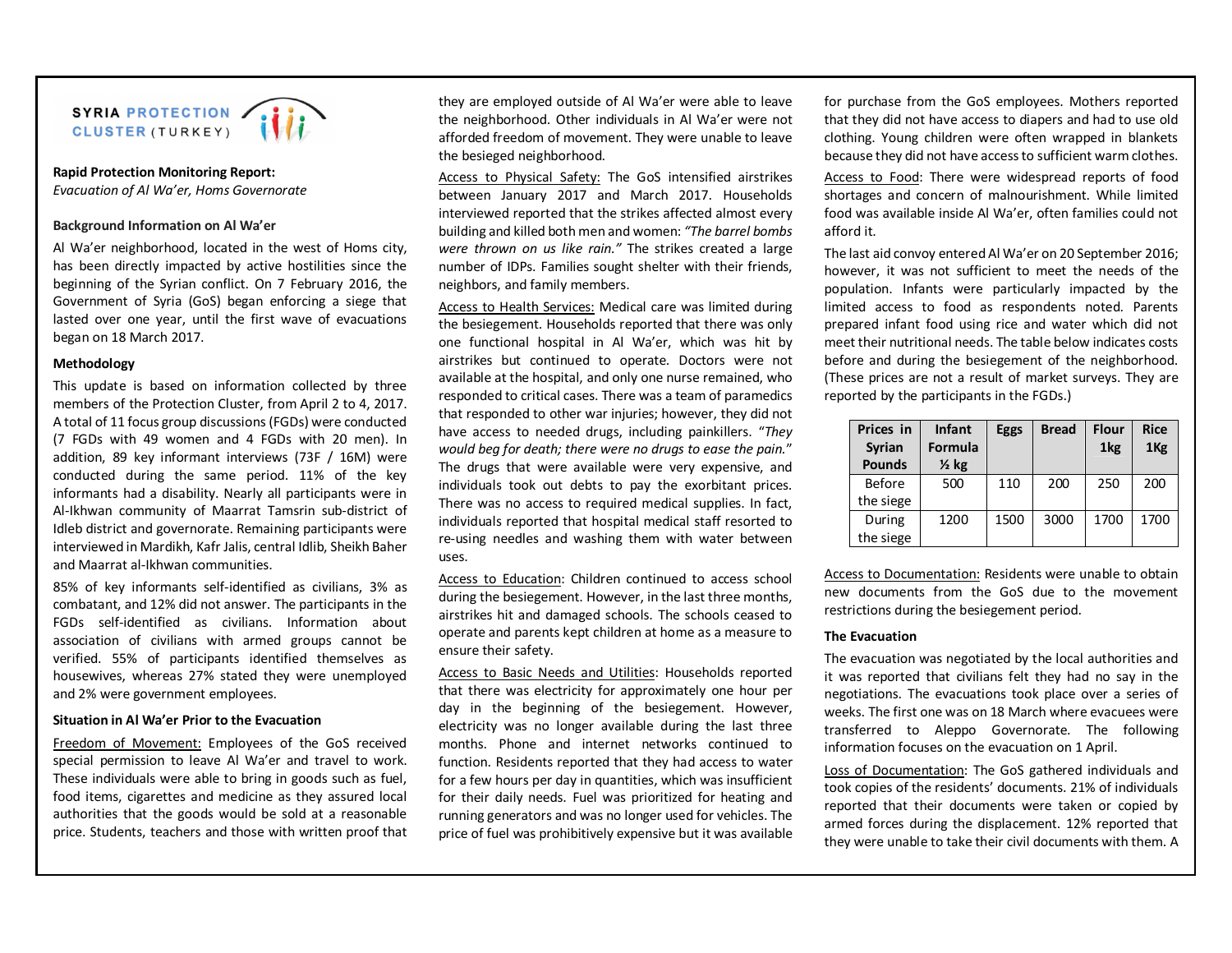SYRIA PROTECTION CLUSTER (TURKEY)

**Rapid Protection Monitoring Report:**
*Evacuation of Al Wa'er, Homs Governorate*

### Background Information on Al Wa'er

Al Wa'er neighborhood, located in the west of Homs city, has been directly impacted by active hostilities since the beginning of the Syrian conflict. On 7 February 2016, the Government of Syria (GoS) began enforcing a siege that lasted over one year, until the first wave of evacuations began on 18 March 2017.

### Methodology

This update is based on information collected by three members of the Protection Cluster, from April 2 to 4, 2017. A total of 11 focus group discussions (FGDs) were conducted (7 FGDs with 49 women and 4 FGDs with 20 men). In addition, 89 key informant interviews (73F / 16M) were conducted during the same period. 11% of the key informants had a disability. Nearly all participants were in Al-Ikhwan community of Maarrat Tamsrin sub-district of Idleb district and governorate. Remaining participants were interviewed in Mardikh, Kafr Jalis, central Idlib, Sheikh Baher and Maarrat al-Ikhwan communities.

85% of key informants self-identified as civilians, 3% as combatant, and 12% did not answer. The participants in the FGDs self-identified as civilians. Information about association of civilians with armed groups cannot be verified. 55% of participants identified themselves as housewives, whereas 27% stated they were unemployed and 2% were government employees.

### Situation in Al Wa'er Prior to the Evacuation

Freedom of Movement: Employees of the GoS received special permission to leave Al Wa'er and travel to work. These individuals were able to bring in goods such as fuel, food items, cigarettes and medicine as they assured local authorities that the goods would be sold at a reasonable price. Students, teachers and those with written proof that they are employed outside of Al Wa'er were able to leave the neighborhood. Other individuals in Al Wa'er were not afforded freedom of movement. They were unable to leave the besieged neighborhood.

Access to Physical Safety: The GoS intensified airstrikes between January 2017 and March 2017. Households interviewed reported that the strikes affected almost every building and killed both men and women: *"The barrel bombs were thrown on us like rain."* The strikes created a large number of IDPs. Families sought shelter with their friends, neighbors, and family members.

Access to Health Services: Medical care was limited during the besiegement. Households reported that there was only one functional hospital in Al Wa'er, which was hit by airstrikes but continued to operate. Doctors were not available at the hospital, and only one nurse remained, who responded to critical cases. There was a team of paramedics that responded to other war injuries; however, they did not have access to needed drugs, including painkillers. "*They would beg for death; there were no drugs to ease the pain.*" The drugs that were available were very expensive, and individuals took out debts to pay the exorbitant prices. There was no access to required medical supplies. In fact, individuals reported that hospital medical staff resorted to re-using needles and washing them with water between uses.

Access to Education: Children continued to access school during the besiegement. However, in the last three months, airstrikes hit and damaged schools. The schools ceased to operate and parents kept children at home as a measure to ensure their safety.

Access to Basic Needs and Utilities: Households reported that there was electricity for approximately one hour per day in the beginning of the besiegement. However, electricity was no longer available during the last three months. Phone and internet networks continued to function. Residents reported that they had access to water for a few hours per day in quantities, which was insufficient for their daily needs. Fuel was prioritized for heating and running generators and was no longer used for vehicles. The price of fuel was prohibitively expensive but it was available for purchase from the GoS employees. Mothers reported that they did not have access to diapers and had to use old clothing. Young children were often wrapped in blankets because they did not have access to sufficient warm clothes.

Access to Food: There were widespread reports of food shortages and concern of malnourishment. While limited food was available inside Al Wa'er, often families could not afford it.

The last aid convoy entered Al Wa'er on 20 September 2016; however, it was not sufficient to meet the needs of the population. Infants were particularly impacted by the limited access to food as respondents noted. Parents prepared infant food using rice and water which did not meet their nutritional needs. The table below indicates costs before and during the besiegement of the neighborhood. (These prices are not a result of market surveys. They are reported by the participants in the FGDs.)

| Prices in Syrian Pounds | Infant Formula ½ kg | Eggs | Bread | Flour 1kg | Rice 1Kg |
|---|---|---|---|---|---|
| Before the siege | 500 | 110 | 200 | 250 | 200 |
| During the siege | 1200 | 1500 | 3000 | 1700 | 1700 |

Access to Documentation: Residents were unable to obtain new documents from the GoS due to the movement restrictions during the besiegement period.

### The Evacuation

The evacuation was negotiated by the local authorities and it was reported that civilians felt they had no say in the negotiations. The evacuations took place over a series of weeks. The first one was on 18 March where evacuees were transferred to Aleppo Governorate. The following information focuses on the evacuation on 1 April.

Loss of Documentation: The GoS gathered individuals and took copies of the residents' documents. 21% of individuals reported that their documents were taken or copied by armed forces during the displacement. 12% reported that they were unable to take their civil documents with them. A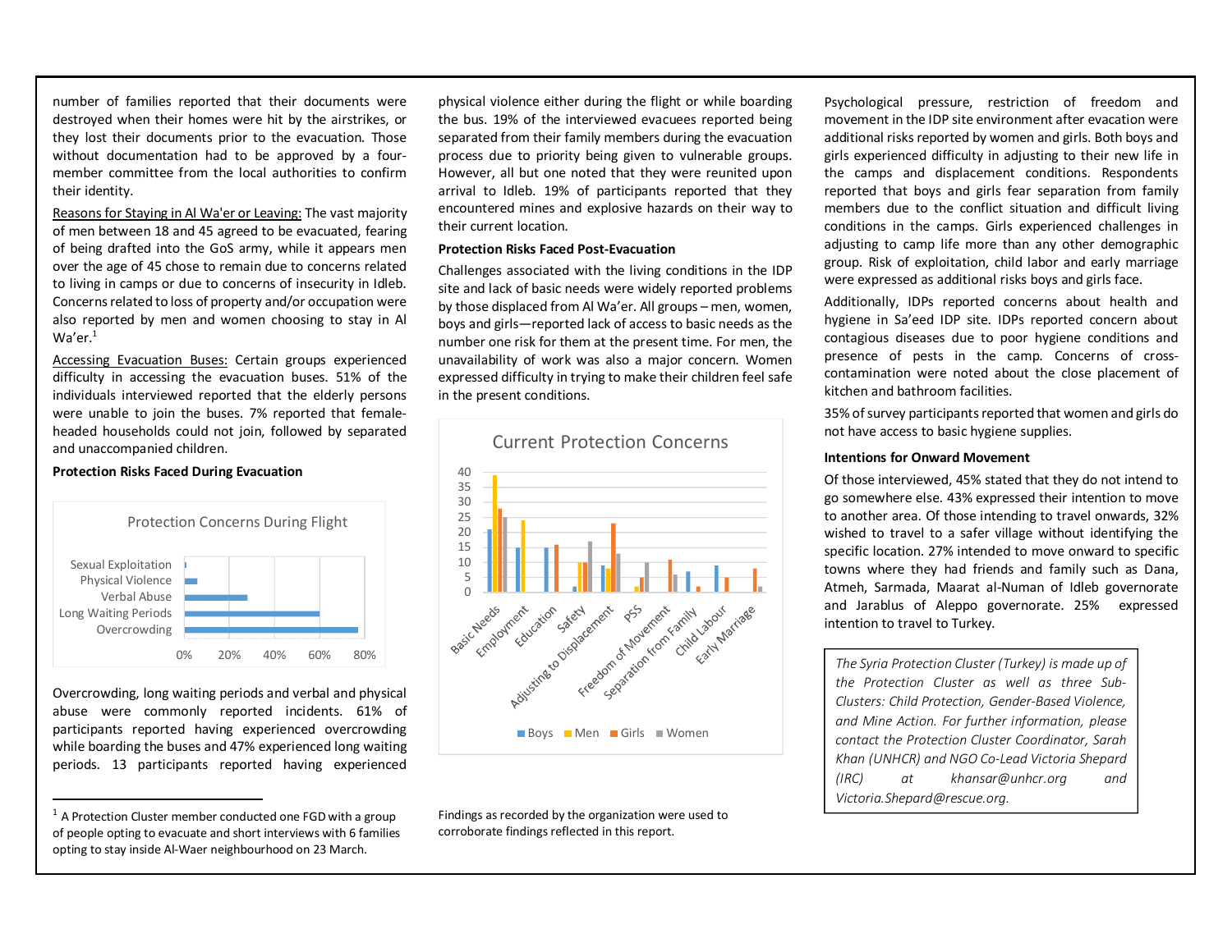number of families reported that their documents were destroyed when their homes were hit by the airstrikes, or they lost their documents prior to the evacuation. Those without documentation had to be approved by a four-member committee from the local authorities to confirm their identity.

Reasons for Staying in Al Wa'er or Leaving: The vast majority of men between 18 and 45 agreed to be evacuated, fearing of being drafted into the GoS army, while it appears men over the age of 45 chose to remain due to concerns related to living in camps or due to concerns of insecurity in Idleb. Concerns related to loss of property and/or occupation were also reported by men and women choosing to stay in Al Wa'er.[1]

Accessing Evacuation Buses: Certain groups experienced difficulty in accessing the evacuation buses. 51% of the individuals interviewed reported that the elderly persons were unable to join the buses. 7% reported that female-headed households could not join, followed by separated and unaccompanied children.

**Protection Risks Faced During Evacuation**

Protection Concerns During Flight

| Concern | Approx. % |
|---|---|
| Sexual Exploitation | ~1% |
| Physical Violence | ~6% |
| Verbal Abuse | ~28% |
| Long Waiting Periods | ~60% |
| Overcrowding | ~77% |

Overcrowding, long waiting periods and verbal and physical abuse were commonly reported incidents. 61% of participants reported having experienced overcrowding while boarding the buses and 47% experienced long waiting periods. 13 participants reported having experienced physical violence either during the flight or while boarding the bus. 19% of the interviewed evacuees reported being separated from their family members during the evacuation process due to priority being given to vulnerable groups. However, all but one noted that they were reunited upon arrival to Idleb. 19% of participants reported that they encountered mines and explosive hazards on their way to their current location.

**Protection Risks Faced Post-Evacuation**

Challenges associated with the living conditions in the IDP site and lack of basic needs were widely reported problems by those displaced from Al Wa'er. All groups – men, women, boys and girls—reported lack of access to basic needs as the number one risk for them at the present time. For men, the unavailability of work was also a major concern. Women expressed difficulty in trying to make their children feel safe in the present conditions.

Current Protection Concerns

| Concern | Boys | Men | Girls | Women |
|---|---|---|---|---|
| Basic Needs | 21 | 39 | 28 | 25 |
| Employment | 15 | 24 | | |
| Education | 15 | | 16 | |
| Safety | 2 | 10 | 10 | 17 |
| Adjusting to Displacement | 9 | 8 | 23 | 13 |
| PSS | | 2 | 5 | 10 |
| Freedom of Movement | | | 11 | 6 |
| Separation from Family | 7 | | 2 | |
| Child Labour | 9 | | 5 | |
| Early Marriage | | | 8 | 2 |

Findings as recorded by the organization were used to corroborate findings reflected in this report.

Psychological pressure, restriction of freedom and movement in the IDP site environment after evacuation were additional risks reported by women and girls. Both boys and girls experienced difficulty in adjusting to their new life in the camps and displacement conditions. Respondents reported that boys and girls fear separation from family members due to the conflict situation and difficult living conditions in the camps. Girls experienced challenges in adjusting to camp life more than any other demographic group. Risk of exploitation, child labor and early marriage were expressed as additional risks boys and girls face.

Additionally, IDPs reported concerns about health and hygiene in Sa'eed IDP site. IDPs reported concern about contagious diseases due to poor hygiene conditions and presence of pests in the camp. Concerns of cross-contamination were noted about the close placement of kitchen and bathroom facilities.

35% of survey participants reported that women and girls do not have access to basic hygiene supplies.

**Intentions for Onward Movement**

Of those interviewed, 45% stated that they do not intend to go somewhere else. 43% expressed their intention to move to another area. Of those intending to travel onwards, 32% wished to travel to a safer village without identifying the specific location. 27% intended to move onward to specific towns where they had friends and family such as Dana, Atmeh, Sarmada, Maarat al-Numan of Idleb governorate and Jarablus of Aleppo governorate. 25% expressed intention to travel to Turkey.

*The Syria Protection Cluster (Turkey) is made up of the Protection Cluster as well as three Sub-Clusters: Child Protection, Gender-Based Violence, and Mine Action. For further information, please contact the Protection Cluster Coordinator, Sarah Khan (UNHCR) and NGO Co-Lead Victoria Shepard (IRC) at khansar@unhcr.org and Victoria.Shepard@rescue.org.*

[1] A Protection Cluster member conducted one FGD with a group of people opting to evacuate and short interviews with 6 families opting to stay inside Al-Waer neighbourhood on 23 March.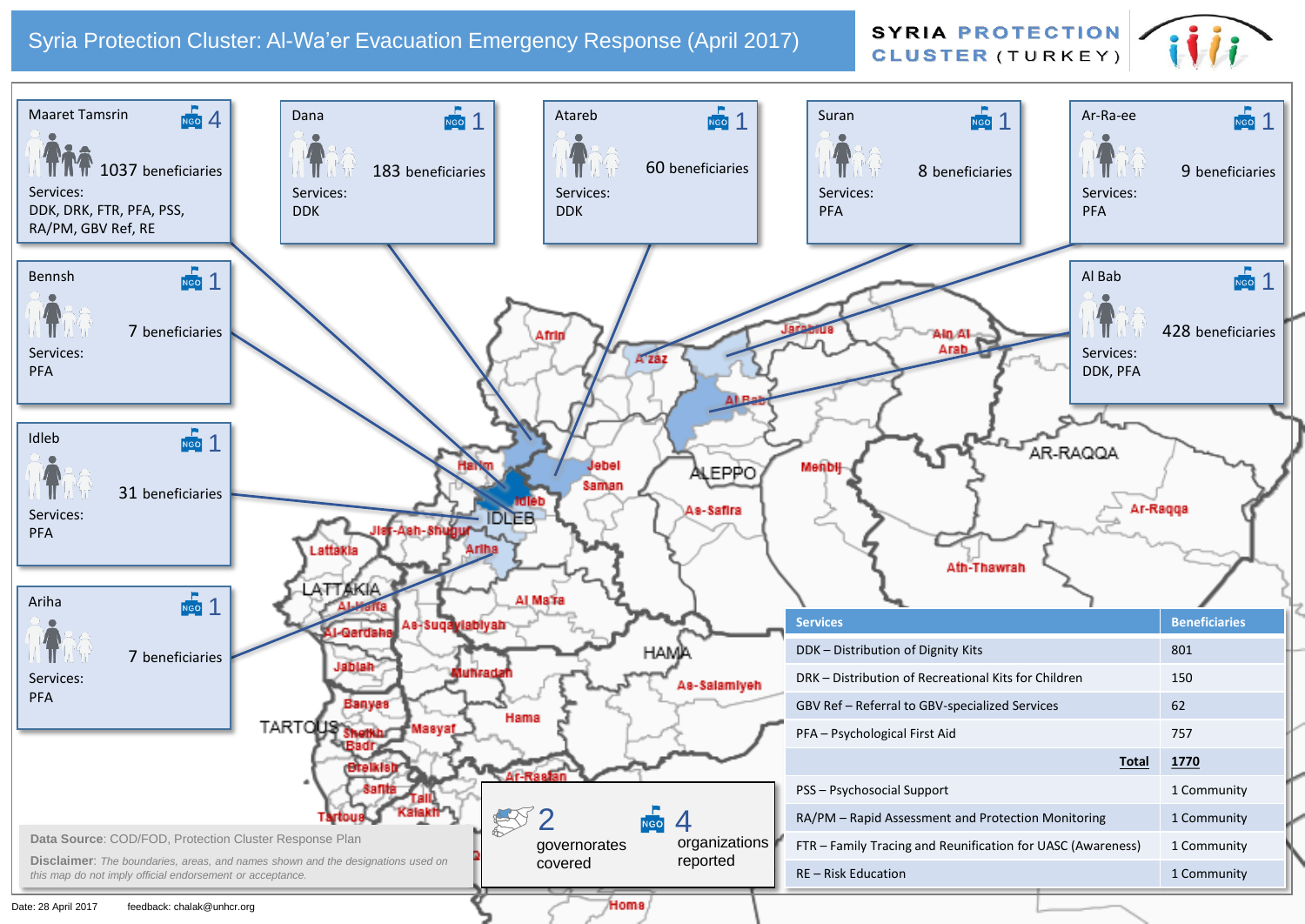# Syria Protection Cluster: Al-Wa'er Evacuation Emergency Response (April 2017)

SYRIA PROTECTION CLUSTER (TURKEY)

**Maaret Tamsrin** — NGO 4
1037 beneficiaries
Services:
DDK, DRK, FTR, PFA, PSS, RA/PM, GBV Ref, RE

**Dana** — NGO 1
183 beneficiaries
Services:
DDK

**Atareb** — NGO 1
60 beneficiaries
Services:
DDK

**Suran** — NGO 1
8 beneficiaries
Services:
PFA

**Ar-Ra-ee** — NGO 1
9 beneficiaries
Services:
PFA

**Bennsh** — NGO 1
7 beneficiaries
Services:
PFA

**Al Bab** — NGO 1
428 beneficiaries
Services:
DDK, PFA

**Idleb** — NGO 1
31 beneficiaries
Services:
PFA

**Ariha** — NGO 1
7 beneficiaries
Services:
PFA

Afrin
A'zaz
Jarablus
Ain Al Arab
Al Bab
Harim
Jebel Saman
Idleb
IDLEB
ALEPPO
Menbij
AR-RAQQA
Ar-Raqqa
As-Safira
Jisr-Ash-Shugur
Ariha
Lattakia
LATTAKIA
Al-Haffa
Al-Qardaha
As-Suqaylabiyah
Al Ma'ra
Ath-Thawrah
Jablah
HAMA
Muhradah
As-Salamiyeh
Banyas
Hama
TARTOUS
Sheikh Badr
Masyaf
Dreikish
Safita
Ar-Rastan
Tartous
Tall Kalakh
Homs

| Services | Beneficiaries |
|---|---|
| DDK – Distribution of Dignity Kits | 801 |
| DRK – Distribution of Recreational Kits for Children | 150 |
| GBV Ref – Referral to GBV-specialized Services | 62 |
| PFA – Psychological First Aid | 757 |
| **Total** | **1770** |
| PSS – Psychosocial Support | 1 Community |
| RA/PM – Rapid Assessment and Protection Monitoring | 1 Community |
| FTR – Family Tracing and Reunification for UASC (Awareness) | 1 Community |
| RE – Risk Education | 1 Community |

2 governorates covered

NGO 4 organizations reported

**Data Source**: COD/FOD, Protection Cluster Response Plan

**Disclaimer**: *The boundaries, areas, and names shown and the designations used on this map do not imply official endorsement or acceptance.*

Date: 28 April 2017 feedback: chalak@unhcr.org